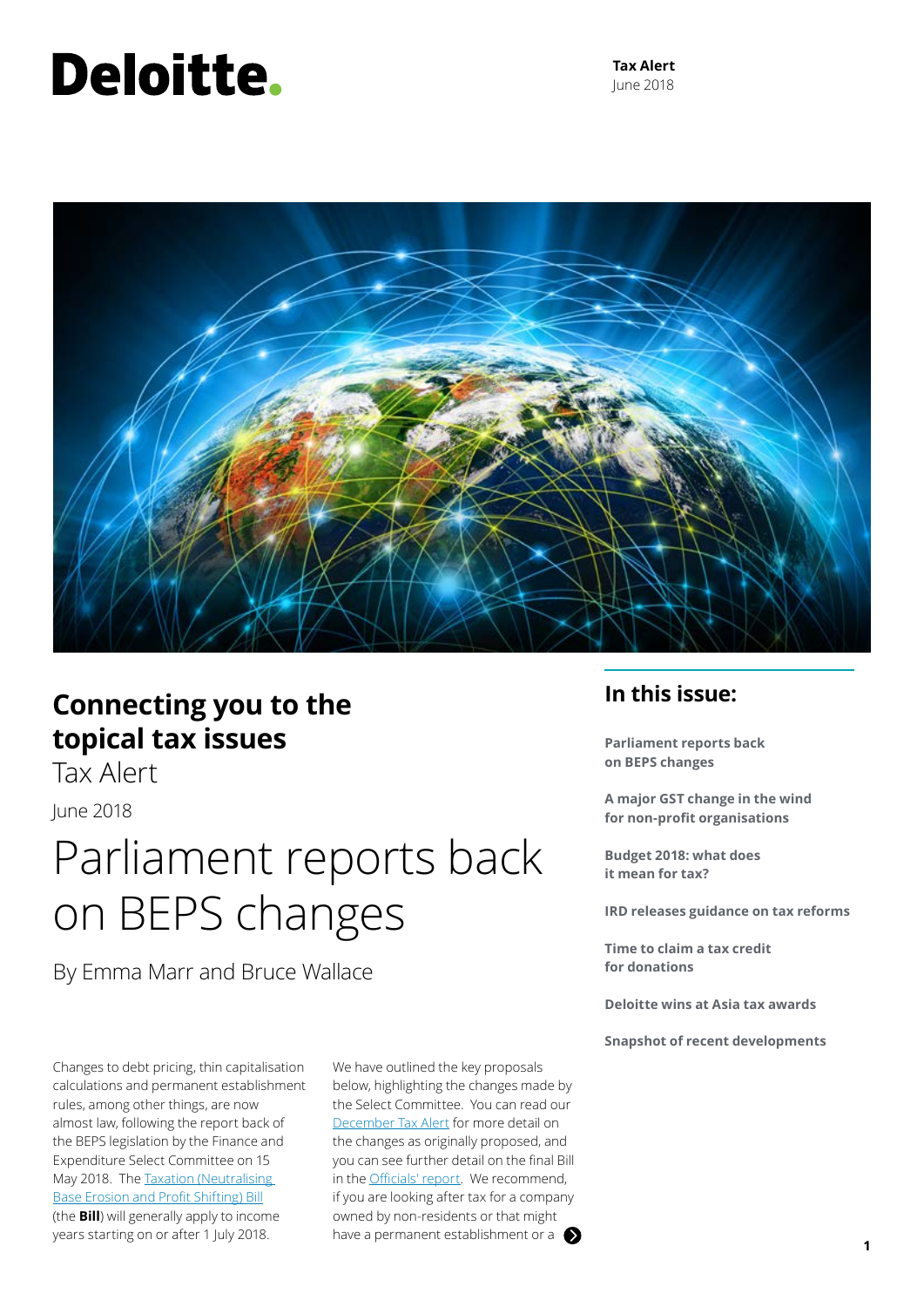Deloitte.

**Tax Alert**
June 2018

## Connecting you to the topical tax issues

Tax Alert

June 2018

# Parliament reports back on BEPS changes

By Emma Marr and Bruce Wallace

Changes to debt pricing, thin capitalisation calculations and permanent establishment rules, among other things, are now almost law, following the report back of the BEPS legislation by the Finance and Expenditure Select Committee on 15 May 2018. The Taxation (Neutralising Base Erosion and Profit Shifting) Bill (the **Bill**) will generally apply to income years starting on or after 1 July 2018.

We have outlined the key proposals below, highlighting the changes made by the Select Committee. You can read our December Tax Alert for more detail on the changes as originally proposed, and you can see further detail on the final Bill in the Officials' report. We recommend, if you are looking after tax for a company owned by non-residents or that might have a permanent establishment or a

## In this issue:

**Parliament reports back on BEPS changes**

**A major GST change in the wind for non-profit organisations**

**Budget 2018: what does it mean for tax?**

**IRD releases guidance on tax reforms**

**Time to claim a tax credit for donations**

**Deloitte wins at Asia tax awards**

**Snapshot of recent developments**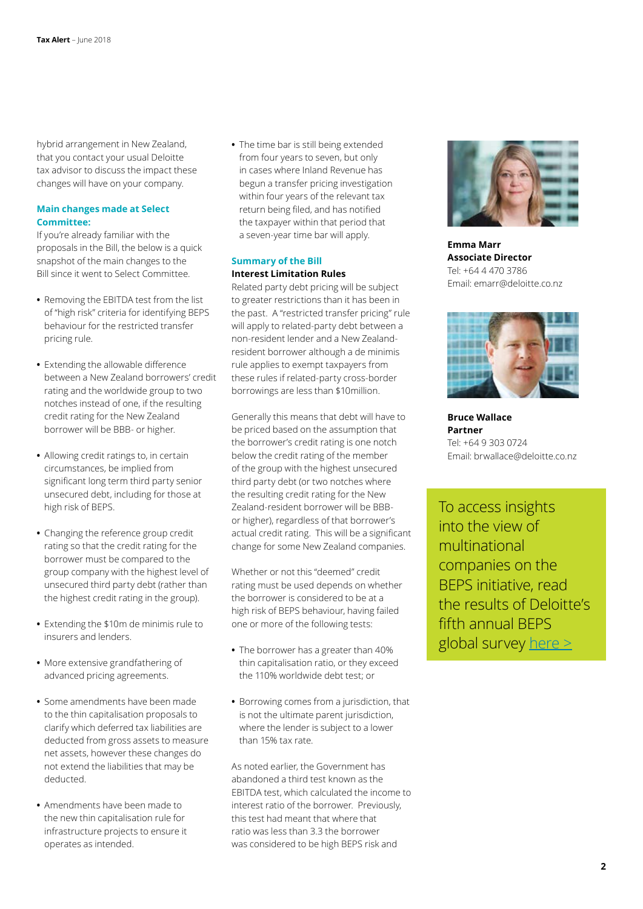hybrid arrangement in New Zealand, that you contact your usual Deloitte tax advisor to discuss the impact these changes will have on your company.

### Main changes made at Select Committee:

If you're already familiar with the proposals in the Bill, the below is a quick snapshot of the main changes to the Bill since it went to Select Committee.

- Removing the EBITDA test from the list of "high risk" criteria for identifying BEPS behaviour for the restricted transfer pricing rule.
- Extending the allowable difference between a New Zealand borrowers' credit rating and the worldwide group to two notches instead of one, if the resulting credit rating for the New Zealand borrower will be BBB- or higher.
- Allowing credit ratings to, in certain circumstances, be implied from significant long term third party senior unsecured debt, including for those at high risk of BEPS.
- Changing the reference group credit rating so that the credit rating for the borrower must be compared to the group company with the highest level of unsecured third party debt (rather than the highest credit rating in the group).
- Extending the $10m de minimis rule to insurers and lenders.
- More extensive grandfathering of advanced pricing agreements.
- Some amendments have been made to the thin capitalisation proposals to clarify which deferred tax liabilities are deducted from gross assets to measure net assets, however these changes do not extend the liabilities that may be deducted.
- Amendments have been made to the new thin capitalisation rule for infrastructure projects to ensure it operates as intended.
- The time bar is still being extended from four years to seven, but only in cases where Inland Revenue has begun a transfer pricing investigation within four years of the relevant tax return being filed, and has notified the taxpayer within that period that a seven-year time bar will apply.

### Summary of the Bill

**Interest Limitation Rules**

Related party debt pricing will be subject to greater restrictions than it has been in the past. A "restricted transfer pricing" rule will apply to related-party debt between a non-resident lender and a New Zealand-resident borrower although a de minimis rule applies to exempt taxpayers from these rules if related-party cross-border borrowings are less than $10million.

Generally this means that debt will have to be priced based on the assumption that the borrower's credit rating is one notch below the credit rating of the member of the group with the highest unsecured third party debt (or two notches where the resulting credit rating for the New Zealand-resident borrower will be BBB- or higher), regardless of that borrower's actual credit rating. This will be a significant change for some New Zealand companies.

Whether or not this "deemed" credit rating must be used depends on whether the borrower is considered to be at a high risk of BEPS behaviour, having failed one or more of the following tests:

- The borrower has a greater than 40% thin capitalisation ratio, or they exceed the 110% worldwide debt test; or
- Borrowing comes from a jurisdiction, that is not the ultimate parent jurisdiction, where the lender is subject to a lower than 15% tax rate.

As noted earlier, the Government has abandoned a third test known as the EBITDA test, which calculated the income to interest ratio of the borrower. Previously, this test had meant that where that ratio was less than 3.3 the borrower was considered to be high BEPS risk and

**Emma Marr**
**Associate Director**
Tel: +64 4 470 3786
Email: emarr@deloitte.co.nz

**Bruce Wallace**
**Partner**
Tel: +64 9 303 0724
Email: brwallace@deloitte.co.nz

To access insights into the view of multinational companies on the BEPS initiative, read the results of Deloitte's fifth annual BEPS global survey here >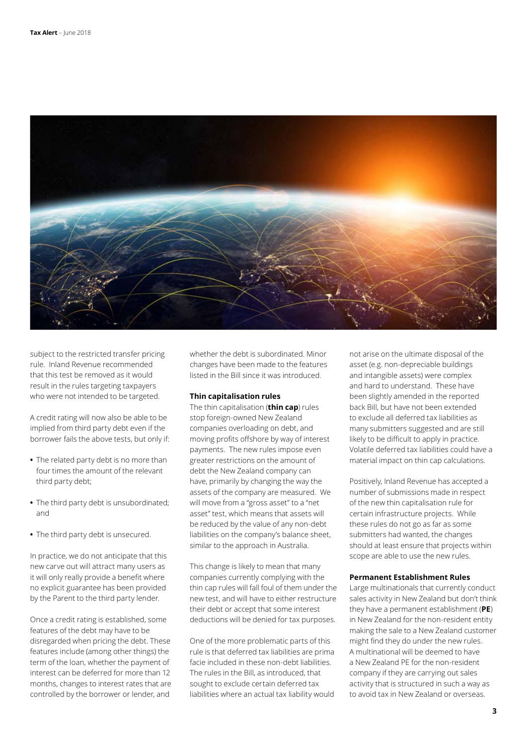subject to the restricted transfer pricing rule. Inland Revenue recommended that this test be removed as it would result in the rules targeting taxpayers who were not intended to be targeted.

A credit rating will now also be able to be implied from third party debt even if the borrower fails the above tests, but only if:

- The related party debt is no more than four times the amount of the relevant third party debt;
- The third party debt is unsubordinated; and
- The third party debt is unsecured.

In practice, we do not anticipate that this new carve out will attract many users as it will only really provide a benefit where no explicit guarantee has been provided by the Parent to the third party lender.

Once a credit rating is established, some features of the debt may have to be disregarded when pricing the debt. These features include (among other things) the term of the loan, whether the payment of interest can be deferred for more than 12 months, changes to interest rates that are controlled by the borrower or lender, and whether the debt is subordinated. Minor changes have been made to the features listed in the Bill since it was introduced.

**Thin capitalisation rules**

The thin capitalisation (**thin cap**) rules stop foreign-owned New Zealand companies overloading on debt, and moving profits offshore by way of interest payments. The new rules impose even greater restrictions on the amount of debt the New Zealand company can have, primarily by changing the way the assets of the company are measured. We will move from a "gross asset" to a "net asset" test, which means that assets will be reduced by the value of any non-debt liabilities on the company's balance sheet, similar to the approach in Australia.

This change is likely to mean that many companies currently complying with the thin cap rules will fall foul of them under the new test, and will have to either restructure their debt or accept that some interest deductions will be denied for tax purposes.

One of the more problematic parts of this rule is that deferred tax liabilities are prima facie included in these non-debt liabilities. The rules in the Bill, as introduced, that sought to exclude certain deferred tax liabilities where an actual tax liability would not arise on the ultimate disposal of the asset (e.g. non-depreciable buildings and intangible assets) were complex and hard to understand. These have been slightly amended in the reported back Bill, but have not been extended to exclude all deferred tax liabilities as many submitters suggested and are still likely to be difficult to apply in practice. Volatile deferred tax liabilities could have a material impact on thin cap calculations.

Positively, Inland Revenue has accepted a number of submissions made in respect of the new thin capitalisation rule for certain infrastructure projects. While these rules do not go as far as some submitters had wanted, the changes should at least ensure that projects within scope are able to use the new rules.

**Permanent Establishment Rules**

Large multinationals that currently conduct sales activity in New Zealand but don't think they have a permanent establishment (**PE**) in New Zealand for the non-resident entity making the sale to a New Zealand customer might find they do under the new rules. A multinational will be deemed to have a New Zealand PE for the non-resident company if they are carrying out sales activity that is structured in such a way as to avoid tax in New Zealand or overseas.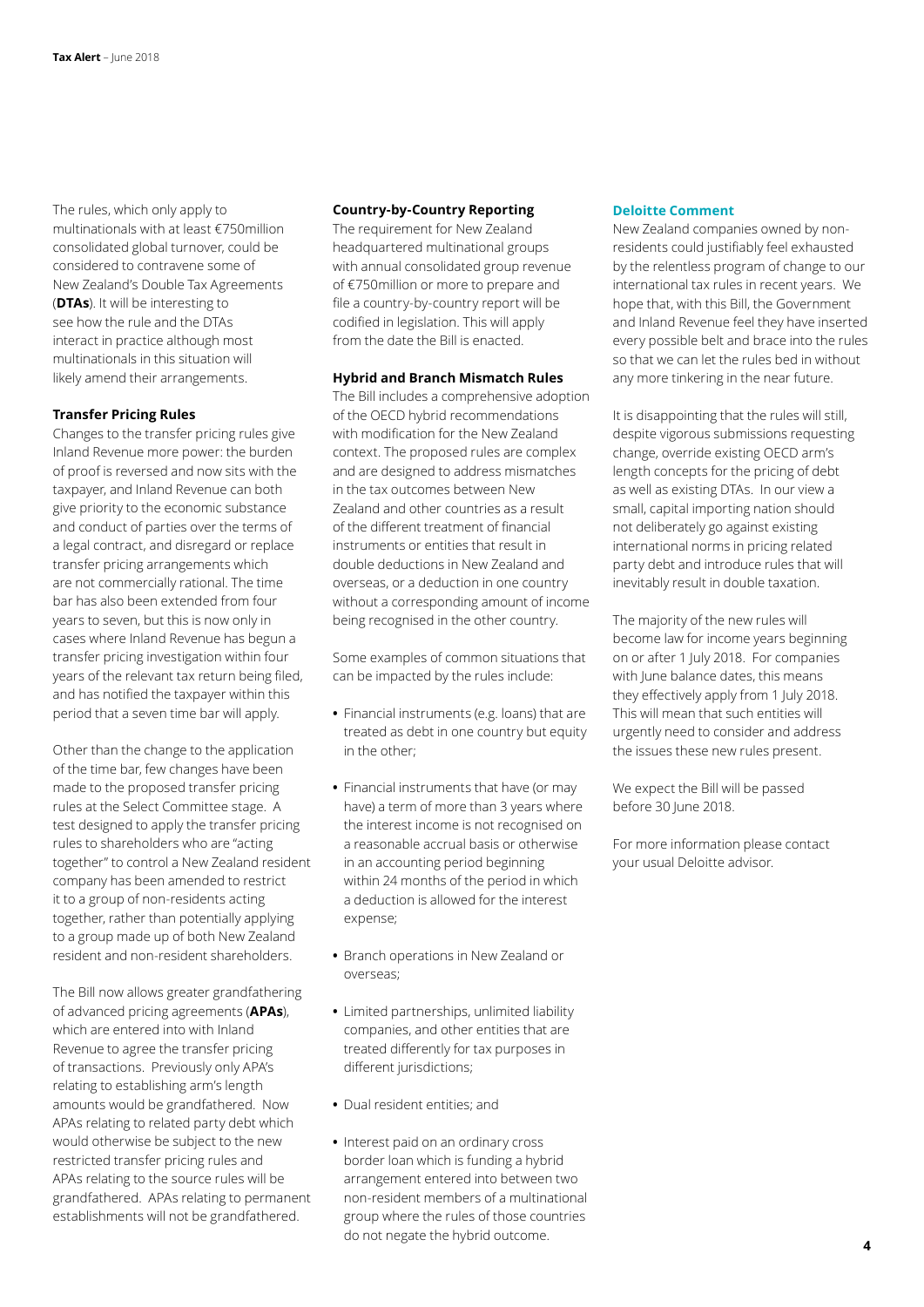The rules, which only apply to multinationals with at least €750million consolidated global turnover, could be considered to contravene some of New Zealand's Double Tax Agreements (**DTAs**). It will be interesting to see how the rule and the DTAs interact in practice although most multinationals in this situation will likely amend their arrangements.

### Transfer Pricing Rules

Changes to the transfer pricing rules give Inland Revenue more power: the burden of proof is reversed and now sits with the taxpayer, and Inland Revenue can both give priority to the economic substance and conduct of parties over the terms of a legal contract, and disregard or replace transfer pricing arrangements which are not commercially rational. The time bar has also been extended from four years to seven, but this is now only in cases where Inland Revenue has begun a transfer pricing investigation within four years of the relevant tax return being filed, and has notified the taxpayer within this period that a seven time bar will apply.

Other than the change to the application of the time bar, few changes have been made to the proposed transfer pricing rules at the Select Committee stage. A test designed to apply the transfer pricing rules to shareholders who are "acting together" to control a New Zealand resident company has been amended to restrict it to a group of non-residents acting together, rather than potentially applying to a group made up of both New Zealand resident and non-resident shareholders.

The Bill now allows greater grandfathering of advanced pricing agreements (**APAs**), which are entered into with Inland Revenue to agree the transfer pricing of transactions. Previously only APA's relating to establishing arm's length amounts would be grandfathered. Now APAs relating to related party debt which would otherwise be subject to the new restricted transfer pricing rules and APAs relating to the source rules will be grandfathered. APAs relating to permanent establishments will not be grandfathered.

### Country-by-Country Reporting

The requirement for New Zealand headquartered multinational groups with annual consolidated group revenue of €750million or more to prepare and file a country-by-country report will be codified in legislation. This will apply from the date the Bill is enacted.

### Hybrid and Branch Mismatch Rules

The Bill includes a comprehensive adoption of the OECD hybrid recommendations with modification for the New Zealand context. The proposed rules are complex and are designed to address mismatches in the tax outcomes between New Zealand and other countries as a result of the different treatment of financial instruments or entities that result in double deductions in New Zealand and overseas, or a deduction in one country without a corresponding amount of income being recognised in the other country.

Some examples of common situations that can be impacted by the rules include:

- Financial instruments (e.g. loans) that are treated as debt in one country but equity in the other;
- Financial instruments that have (or may have) a term of more than 3 years where the interest income is not recognised on a reasonable accrual basis or otherwise in an accounting period beginning within 24 months of the period in which a deduction is allowed for the interest expense;
- Branch operations in New Zealand or overseas;
- Limited partnerships, unlimited liability companies, and other entities that are treated differently for tax purposes in different jurisdictions;
- Dual resident entities; and
- Interest paid on an ordinary cross border loan which is funding a hybrid arrangement entered into between two non-resident members of a multinational group where the rules of those countries do not negate the hybrid outcome.

### Deloitte Comment

New Zealand companies owned by non-residents could justifiably feel exhausted by the relentless program of change to our international tax rules in recent years. We hope that, with this Bill, the Government and Inland Revenue feel they have inserted every possible belt and brace into the rules so that we can let the rules bed in without any more tinkering in the near future.

It is disappointing that the rules will still, despite vigorous submissions requesting change, override existing OECD arm's length concepts for the pricing of debt as well as existing DTAs. In our view a small, capital importing nation should not deliberately go against existing international norms in pricing related party debt and introduce rules that will inevitably result in double taxation.

The majority of the new rules will become law for income years beginning on or after 1 July 2018. For companies with June balance dates, this means they effectively apply from 1 July 2018. This will mean that such entities will urgently need to consider and address the issues these new rules present.

We expect the Bill will be passed before 30 June 2018.

For more information please contact your usual Deloitte advisor.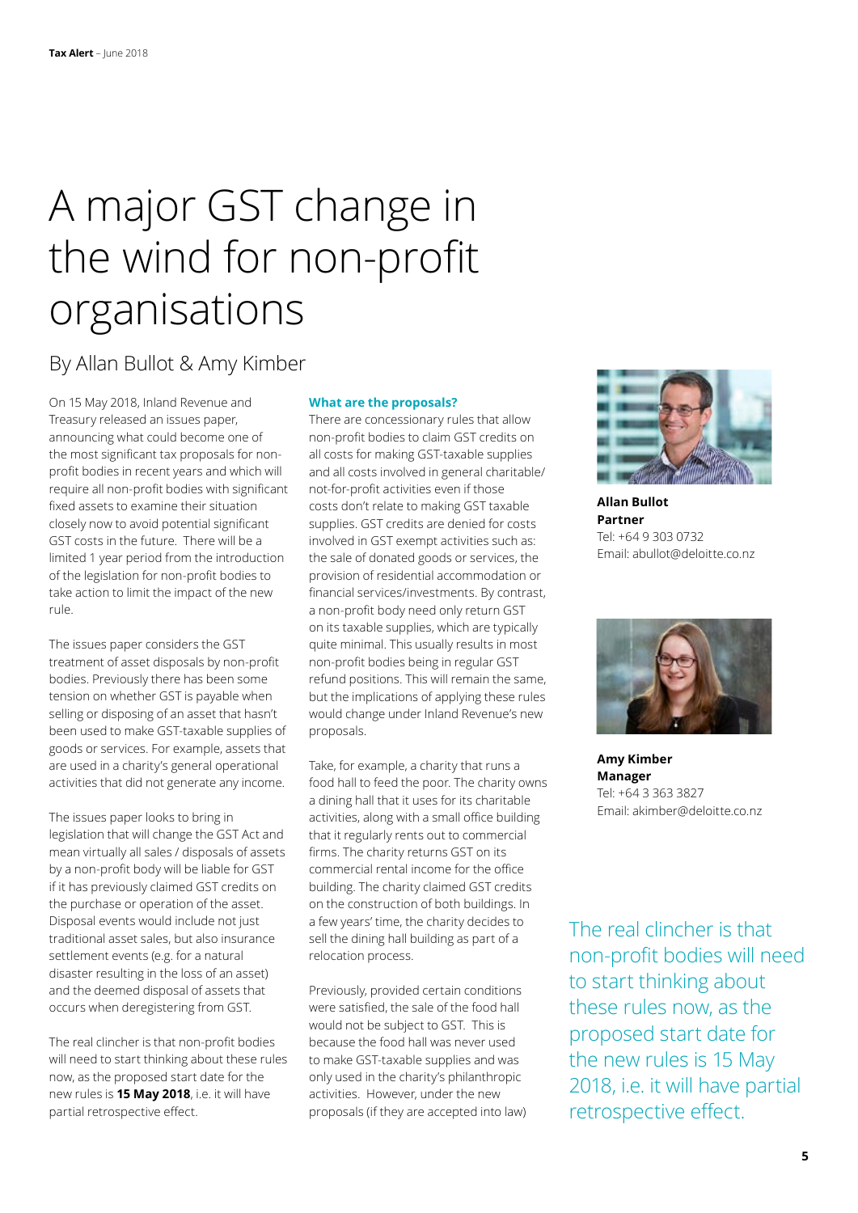# A major GST change in the wind for non-profit organisations

## By Allan Bullot & Amy Kimber

On 15 May 2018, Inland Revenue and Treasury released an issues paper, announcing what could become one of the most significant tax proposals for non-profit bodies in recent years and which will require all non-profit bodies with significant fixed assets to examine their situation closely now to avoid potential significant GST costs in the future. There will be a limited 1 year period from the introduction of the legislation for non-profit bodies to take action to limit the impact of the new rule.

The issues paper considers the GST treatment of asset disposals by non-profit bodies. Previously there has been some tension on whether GST is payable when selling or disposing of an asset that hasn't been used to make GST-taxable supplies of goods or services. For example, assets that are used in a charity's general operational activities that did not generate any income.

The issues paper looks to bring in legislation that will change the GST Act and mean virtually all sales / disposals of assets by a non-profit body will be liable for GST if it has previously claimed GST credits on the purchase or operation of the asset. Disposal events would include not just traditional asset sales, but also insurance settlement events (e.g. for a natural disaster resulting in the loss of an asset) and the deemed disposal of assets that occurs when deregistering from GST.

The real clincher is that non-profit bodies will need to start thinking about these rules now, as the proposed start date for the new rules is **15 May 2018**, i.e. it will have partial retrospective effect.

### What are the proposals?

There are concessionary rules that allow non-profit bodies to claim GST credits on all costs for making GST-taxable supplies and all costs involved in general charitable/not-for-profit activities even if those costs don't relate to making GST taxable supplies. GST credits are denied for costs involved in GST exempt activities such as: the sale of donated goods or services, the provision of residential accommodation or financial services/investments. By contrast, a non-profit body need only return GST on its taxable supplies, which are typically quite minimal. This usually results in most non-profit bodies being in regular GST refund positions. This will remain the same, but the implications of applying these rules would change under Inland Revenue's new proposals.

Take, for example, a charity that runs a food hall to feed the poor. The charity owns a dining hall that it uses for its charitable activities, along with a small office building that it regularly rents out to commercial firms. The charity returns GST on its commercial rental income for the office building. The charity claimed GST credits on the construction of both buildings. In a few years' time, the charity decides to sell the dining hall building as part of a relocation process.

Previously, provided certain conditions were satisfied, the sale of the food hall would not be subject to GST. This is because the food hall was never used to make GST-taxable supplies and was only used in the charity's philanthropic activities. However, under the new proposals (if they are accepted into law)

**Allan Bullot**
**Partner**
Tel: +64 9 303 0732
Email: abullot@deloitte.co.nz

**Amy Kimber**
**Manager**
Tel: +64 3 363 3827
Email: akimber@deloitte.co.nz

> The real clincher is that non-profit bodies will need to start thinking about these rules now, as the proposed start date for the new rules is 15 May 2018, i.e. it will have partial retrospective effect.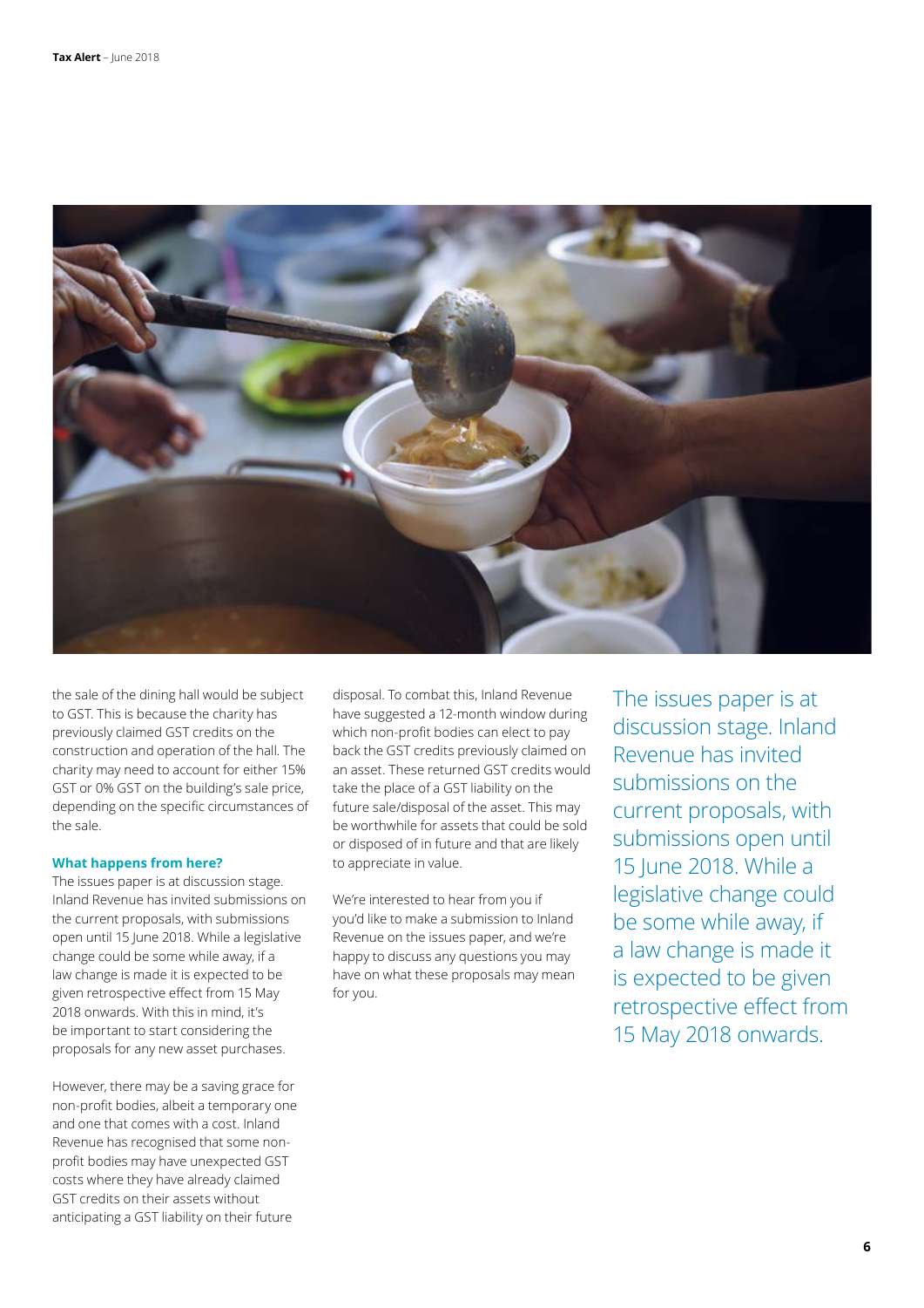the sale of the dining hall would be subject to GST. This is because the charity has previously claimed GST credits on the construction and operation of the hall. The charity may need to account for either 15% GST or 0% GST on the building's sale price, depending on the specific circumstances of the sale.

### What happens from here?

The issues paper is at discussion stage. Inland Revenue has invited submissions on the current proposals, with submissions open until 15 June 2018. While a legislative change could be some while away, if a law change is made it is expected to be given retrospective effect from 15 May 2018 onwards. With this in mind, it's be important to start considering the proposals for any new asset purchases.

However, there may be a saving grace for non-profit bodies, albeit a temporary one and one that comes with a cost. Inland Revenue has recognised that some non-profit bodies may have unexpected GST costs where they have already claimed GST credits on their assets without anticipating a GST liability on their future disposal. To combat this, Inland Revenue have suggested a 12-month window during which non-profit bodies can elect to pay back the GST credits previously claimed on an asset. These returned GST credits would take the place of a GST liability on the future sale/disposal of the asset. This may be worthwhile for assets that could be sold or disposed of in future and that are likely to appreciate in value.

We're interested to hear from you if you'd like to make a submission to Inland Revenue on the issues paper, and we're happy to discuss any questions you may have on what these proposals may mean for you.

> The issues paper is at discussion stage. Inland Revenue has invited submissions on the current proposals, with submissions open until 15 June 2018. While a legislative change could be some while away, if a law change is made it is expected to be given retrospective effect from 15 May 2018 onwards.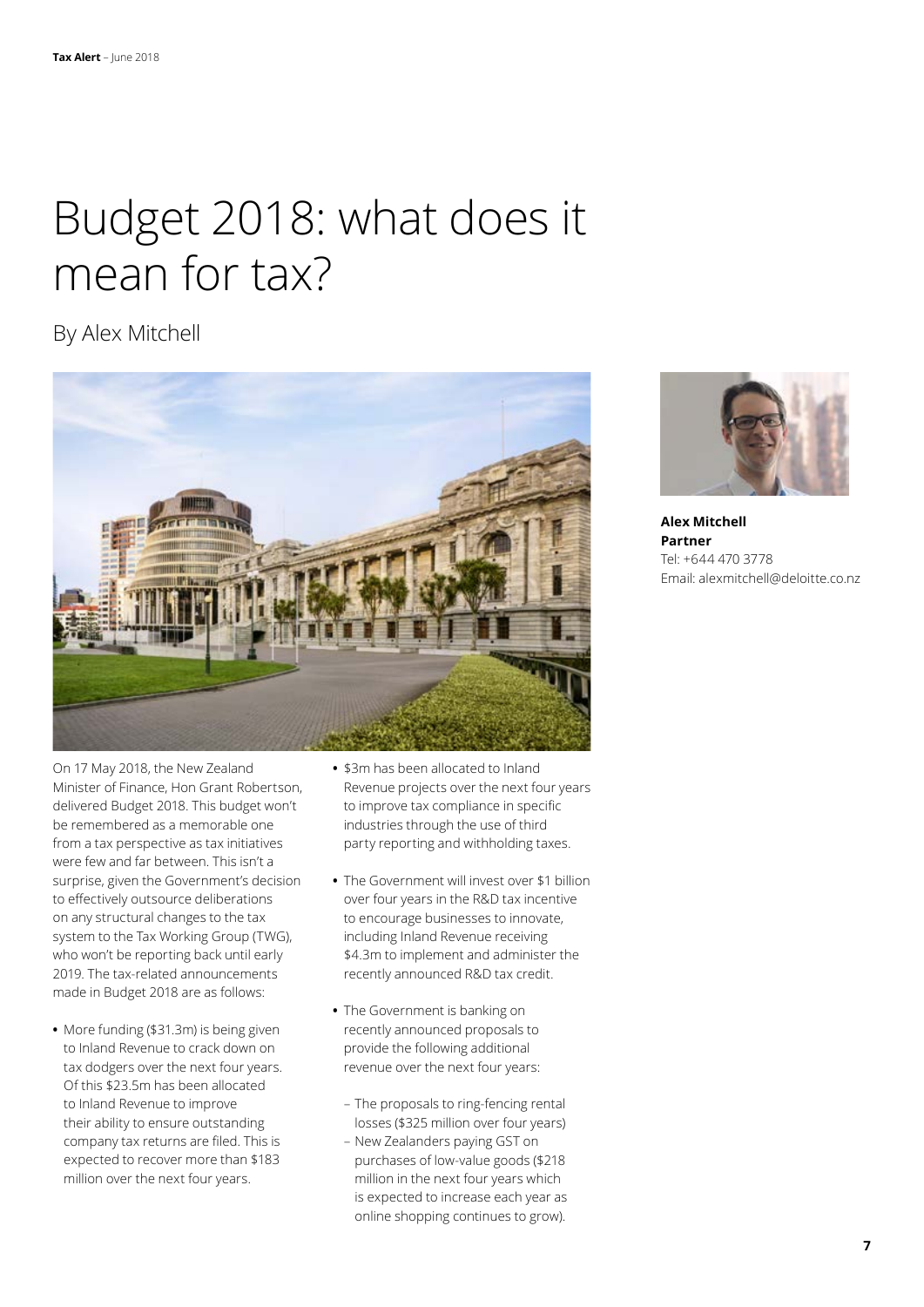# Budget 2018: what does it mean for tax?

By Alex Mitchell

**Alex Mitchell**
**Partner**
Tel: +644 470 3778
Email: alexmitchell@deloitte.co.nz

On 17 May 2018, the New Zealand Minister of Finance, Hon Grant Robertson, delivered Budget 2018. This budget won't be remembered as a memorable one from a tax perspective as tax initiatives were few and far between. This isn't a surprise, given the Government's decision to effectively outsource deliberations on any structural changes to the tax system to the Tax Working Group (TWG), who won't be reporting back until early 2019. The tax-related announcements made in Budget 2018 are as follows:

- More funding ($31.3m) is being given to Inland Revenue to crack down on tax dodgers over the next four years. Of this $23.5m has been allocated to Inland Revenue to improve their ability to ensure outstanding company tax returns are filed. This is expected to recover more than $183 million over the next four years.
- $3m has been allocated to Inland Revenue projects over the next four years to improve tax compliance in specific industries through the use of third party reporting and withholding taxes.
- The Government will invest over $1 billion over four years in the R&D tax incentive to encourage businesses to innovate, including Inland Revenue receiving $4.3m to implement and administer the recently announced R&D tax credit.
- The Government is banking on recently announced proposals to provide the following additional revenue over the next four years:
  - The proposals to ring-fencing rental losses ($325 million over four years)
  - New Zealanders paying GST on purchases of low-value goods ($218 million in the next four years which is expected to increase each year as online shopping continues to grow).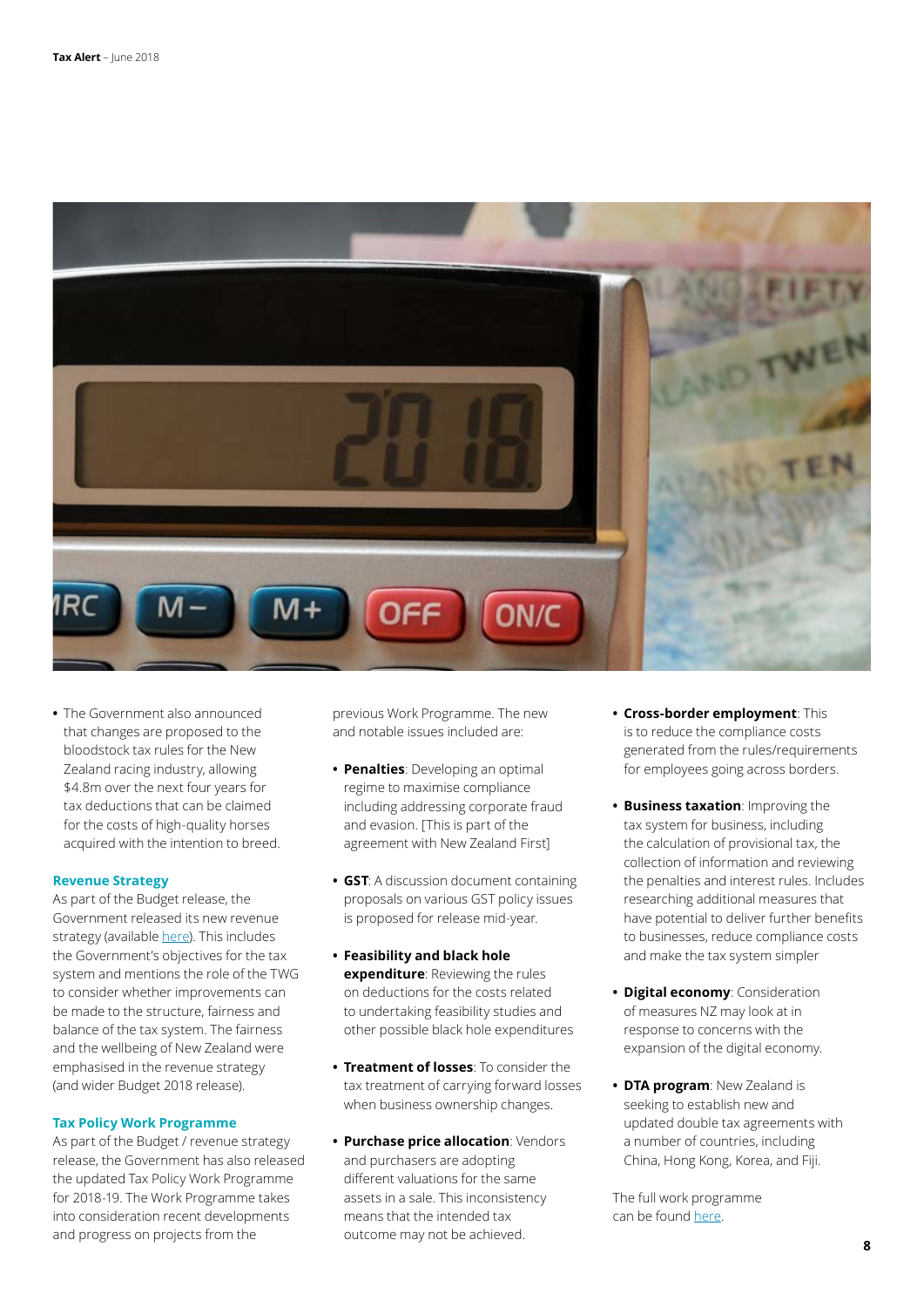- The Government also announced that changes are proposed to the bloodstock tax rules for the New Zealand racing industry, allowing $4.8m over the next four years for tax deductions that can be claimed for the costs of high-quality horses acquired with the intention to breed.

### Revenue Strategy

As part of the Budget release, the Government released its new revenue strategy (available here). This includes the Government's objectives for the tax system and mentions the role of the TWG to consider whether improvements can be made to the structure, fairness and balance of the tax system. The fairness and the wellbeing of New Zealand were emphasised in the revenue strategy (and wider Budget 2018 release).

### Tax Policy Work Programme

As part of the Budget / revenue strategy release, the Government has also released the updated Tax Policy Work Programme for 2018-19. The Work Programme takes into consideration recent developments and progress on projects from the previous Work Programme. The new and notable issues included are:

- **Penalties**: Developing an optimal regime to maximise compliance including addressing corporate fraud and evasion. [This is part of the agreement with New Zealand First]
- **GST**: A discussion document containing proposals on various GST policy issues is proposed for release mid-year.
- **Feasibility and black hole expenditure**: Reviewing the rules on deductions for the costs related to undertaking feasibility studies and other possible black hole expenditures
- **Treatment of losses**: To consider the tax treatment of carrying forward losses when business ownership changes.
- **Purchase price allocation**: Vendors and purchasers are adopting different valuations for the same assets in a sale. This inconsistency means that the intended tax outcome may not be achieved.
- **Cross-border employment**: This is to reduce the compliance costs generated from the rules/requirements for employees going across borders.
- **Business taxation**: Improving the tax system for business, including the calculation of provisional tax, the collection of information and reviewing the penalties and interest rules. Includes researching additional measures that have potential to deliver further benefits to businesses, reduce compliance costs and make the tax system simpler
- **Digital economy**: Consideration of measures NZ may look at in response to concerns with the expansion of the digital economy.
- **DTA program**: New Zealand is seeking to establish new and updated double tax agreements with a number of countries, including China, Hong Kong, Korea, and Fiji.

The full work programme can be found here.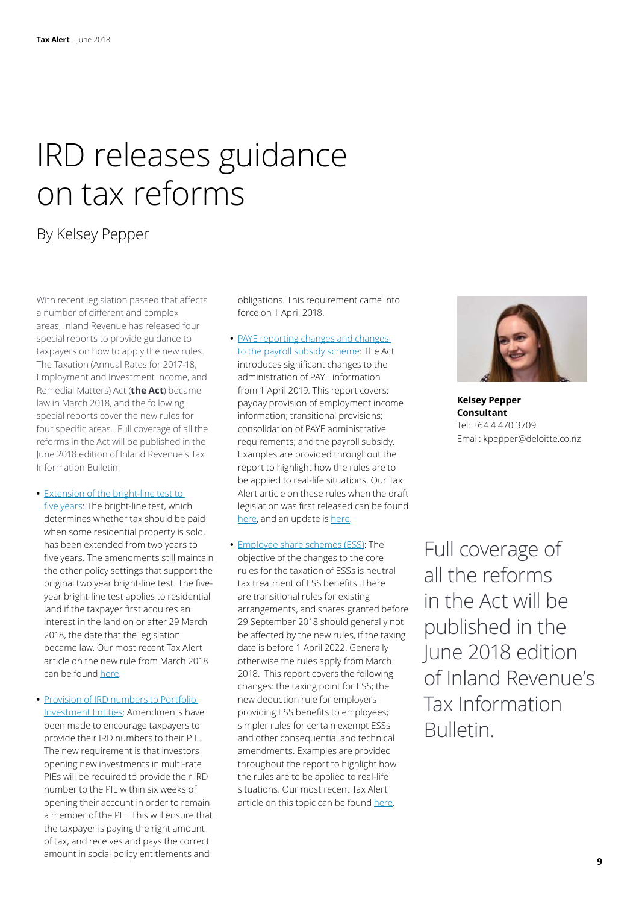# IRD releases guidance on tax reforms

By Kelsey Pepper

With recent legislation passed that affects a number of different and complex areas, Inland Revenue has released four special reports to provide guidance to taxpayers on how to apply the new rules. The Taxation (Annual Rates for 2017-18, Employment and Investment Income, and Remedial Matters) Act (**the Act**) became law in March 2018, and the following special reports cover the new rules for four specific areas. Full coverage of all the reforms in the Act will be published in the June 2018 edition of Inland Revenue's Tax Information Bulletin.

- Extension of the bright-line test to five years: The bright-line test, which determines whether tax should be paid when some residential property is sold, has been extended from two years to five years. The amendments still maintain the other policy settings that support the original two year bright-line test. The five-year bright-line test applies to residential land if the taxpayer first acquires an interest in the land on or after 29 March 2018, the date that the legislation became law. Our most recent Tax Alert article on the new rule from March 2018 can be found here.
- Provision of IRD numbers to Portfolio Investment Entities: Amendments have been made to encourage taxpayers to provide their IRD numbers to their PIE. The new requirement is that investors opening new investments in multi-rate PIEs will be required to provide their IRD number to the PIE within six weeks of opening their account in order to remain a member of the PIE. This will ensure that the taxpayer is paying the right amount of tax, and receives and pays the correct amount in social policy entitlements and obligations. This requirement came into force on 1 April 2018.
- PAYE reporting changes and changes to the payroll subsidy scheme: The Act introduces significant changes to the administration of PAYE information from 1 April 2019. This report covers: payday provision of employment income information; transitional provisions; consolidation of PAYE administrative requirements; and the payroll subsidy. Examples are provided throughout the report to highlight how the rules are to be applied to real-life situations. Our Tax Alert article on these rules when the draft legislation was first released can be found here, and an update is here.
- Employee share schemes (ESS): The objective of the changes to the core rules for the taxation of ESSs is neutral tax treatment of ESS benefits. There are transitional rules for existing arrangements, and shares granted before 29 September 2018 should generally not be affected by the new rules, if the taxing date is before 1 April 2022. Generally otherwise the rules apply from March 2018. This report covers the following changes: the taxing point for ESS; the new deduction rule for employers providing ESS benefits to employees; simpler rules for certain exempt ESSs and other consequential and technical amendments. Examples are provided throughout the report to highlight how the rules are to be applied to real-life situations. Our most recent Tax Alert article on this topic can be found here.

**Kelsey Pepper**
**Consultant**
Tel: +64 4 470 3709
Email: kpepper@deloitte.co.nz

Full coverage of all the reforms in the Act will be published in the June 2018 edition of Inland Revenue's Tax Information Bulletin.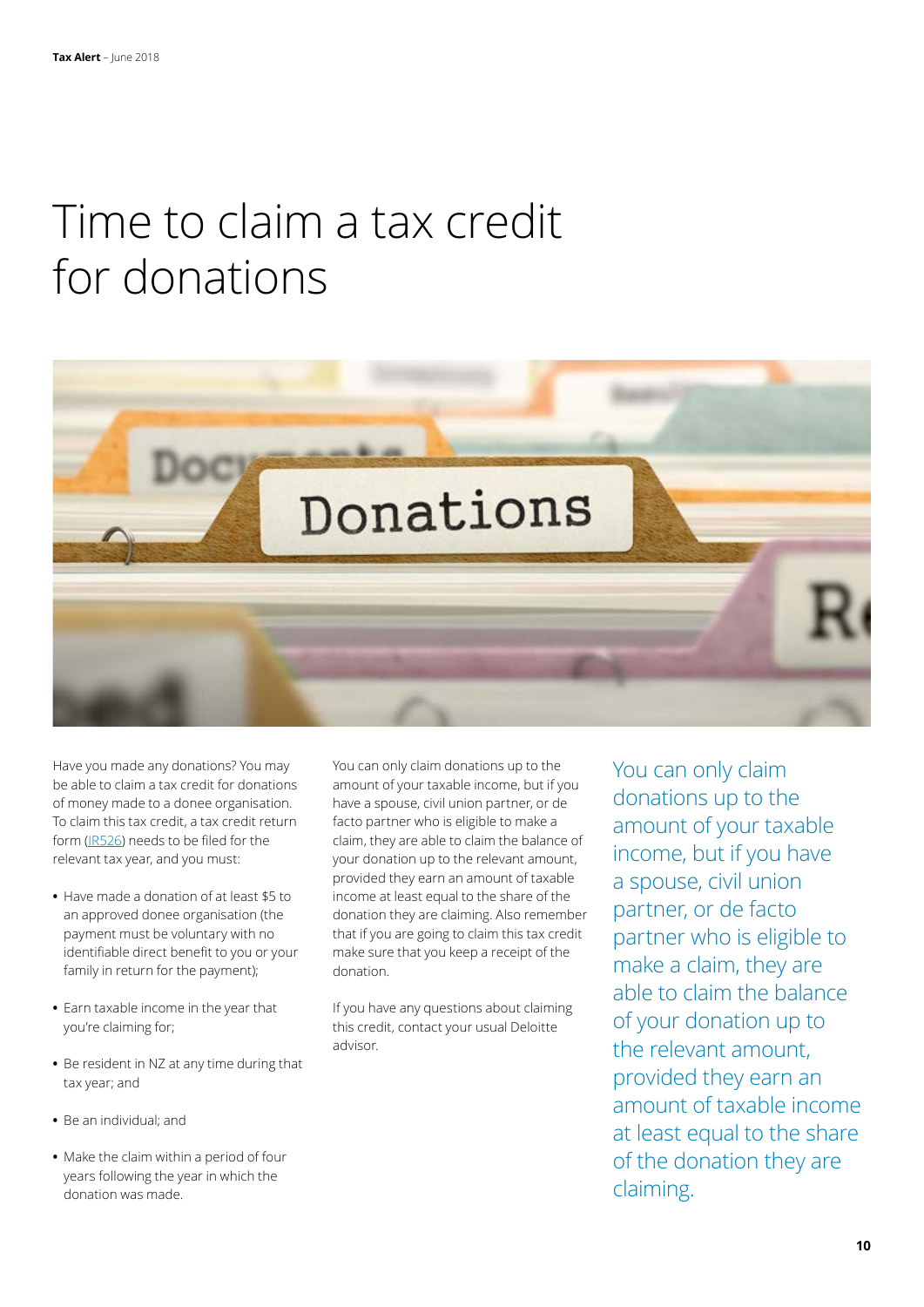# Time to claim a tax credit for donations

Have you made any donations? You may be able to claim a tax credit for donations of money made to a donee organisation. To claim this tax credit, a tax credit return form (IR526) needs to be filed for the relevant tax year, and you must:

- Have made a donation of at least $5 to an approved donee organisation (the payment must be voluntary with no identifiable direct benefit to you or your family in return for the payment);
- Earn taxable income in the year that you're claiming for;
- Be resident in NZ at any time during that tax year; and
- Be an individual; and
- Make the claim within a period of four years following the year in which the donation was made.

You can only claim donations up to the amount of your taxable income, but if you have a spouse, civil union partner, or de facto partner who is eligible to make a claim, they are able to claim the balance of your donation up to the relevant amount, provided they earn an amount of taxable income at least equal to the share of the donation they are claiming. Also remember that if you are going to claim this tax credit make sure that you keep a receipt of the donation.

If you have any questions about claiming this credit, contact your usual Deloitte advisor.

You can only claim donations up to the amount of your taxable income, but if you have a spouse, civil union partner, or de facto partner who is eligible to make a claim, they are able to claim the balance of your donation up to the relevant amount, provided they earn an amount of taxable income at least equal to the share of the donation they are claiming.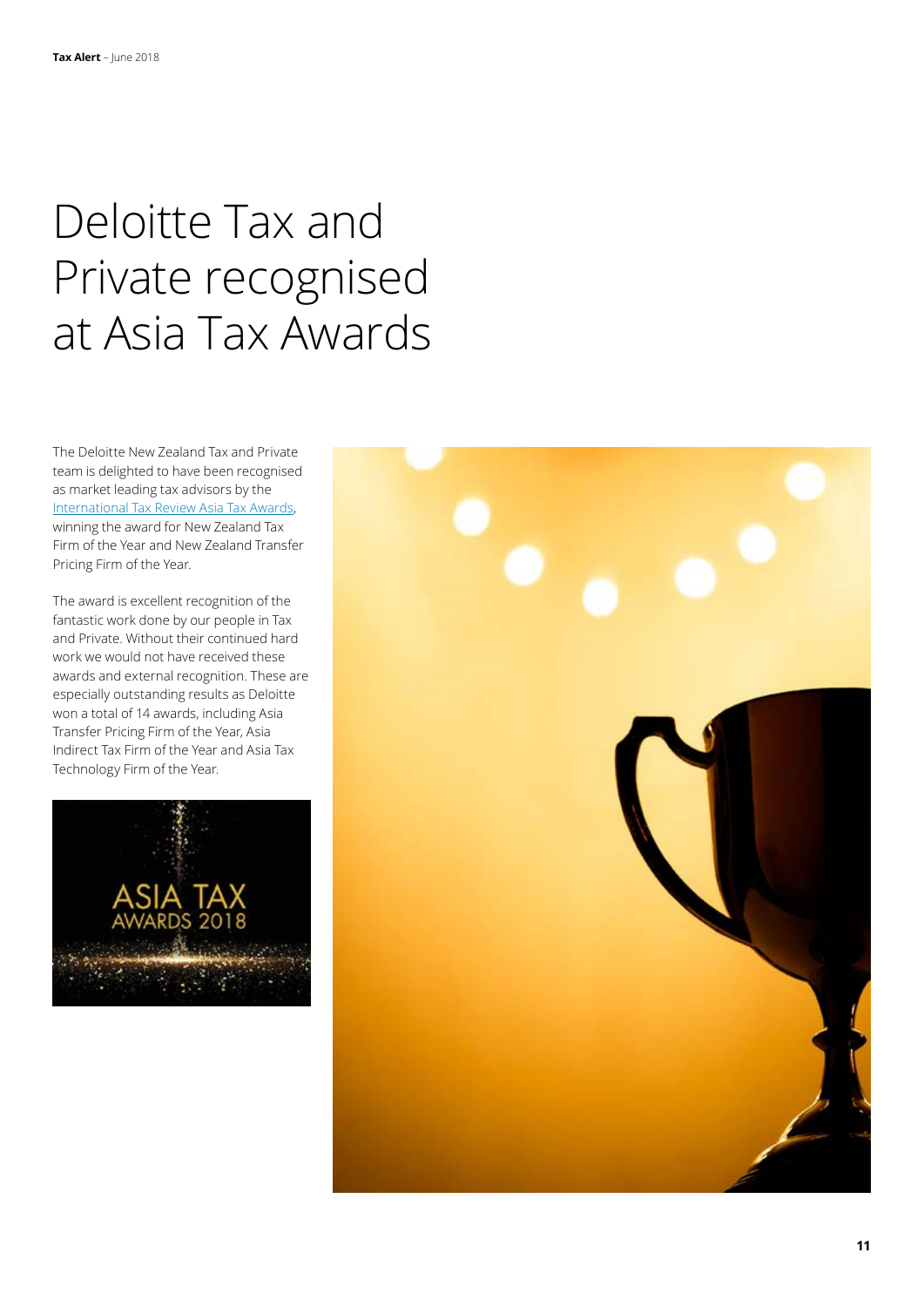# Deloitte Tax and Private recognised at Asia Tax Awards

The Deloitte New Zealand Tax and Private team is delighted to have been recognised as market leading tax advisors by the International Tax Review Asia Tax Awards, winning the award for New Zealand Tax Firm of the Year and New Zealand Transfer Pricing Firm of the Year.

The award is excellent recognition of the fantastic work done by our people in Tax and Private. Without their continued hard work we would not have received these awards and external recognition. These are especially outstanding results as Deloitte won a total of 14 awards, including Asia Transfer Pricing Firm of the Year, Asia Indirect Tax Firm of the Year and Asia Tax Technology Firm of the Year.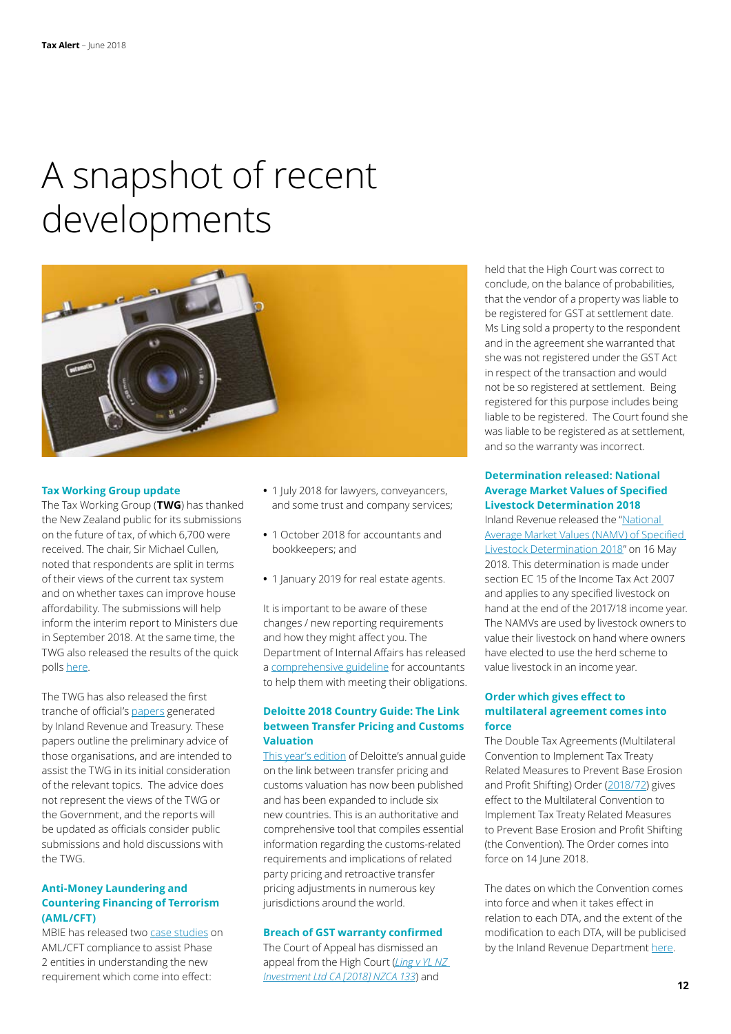# A snapshot of recent developments

### Tax Working Group update

The Tax Working Group (**TWG**) has thanked the New Zealand public for its submissions on the future of tax, of which 6,700 were received. The chair, Sir Michael Cullen, noted that respondents are split in terms of their views of the current tax system and on whether taxes can improve house affordability. The submissions will help inform the interim report to Ministers due in September 2018. At the same time, the TWG also released the results of the quick polls here.

The TWG has also released the first tranche of official's papers generated by Inland Revenue and Treasury. These papers outline the preliminary advice of those organisations, and are intended to assist the TWG in its initial consideration of the relevant topics. The advice does not represent the views of the TWG or the Government, and the reports will be updated as officials consider public submissions and hold discussions with the TWG.

### Anti-Money Laundering and Countering Financing of Terrorism (AML/CFT)

MBIE has released two case studies on AML/CFT compliance to assist Phase 2 entities in understanding the new requirement which come into effect:

- 1 July 2018 for lawyers, conveyancers, and some trust and company services;
- 1 October 2018 for accountants and bookkeepers; and
- 1 January 2019 for real estate agents.

It is important to be aware of these changes / new reporting requirements and how they might affect you. The Department of Internal Affairs has released a comprehensive guideline for accountants to help them with meeting their obligations.

### Deloitte 2018 Country Guide: The Link between Transfer Pricing and Customs Valuation

This year's edition of Deloitte's annual guide on the link between transfer pricing and customs valuation has now been published and has been expanded to include six new countries. This is an authoritative and comprehensive tool that compiles essential information regarding the customs-related requirements and implications of related party pricing and retroactive transfer pricing adjustments in numerous key jurisdictions around the world.

### Breach of GST warranty confirmed

The Court of Appeal has dismissed an appeal from the High Court (*Ling v YL NZ Investment Ltd CA [2018] NZCA 133*) and held that the High Court was correct to conclude, on the balance of probabilities, that the vendor of a property was liable to be registered for GST at settlement date. Ms Ling sold a property to the respondent and in the agreement she warranted that she was not registered under the GST Act in respect of the transaction and would not be so registered at settlement. Being registered for this purpose includes being liable to be registered. The Court found she was liable to be registered as at settlement, and so the warranty was incorrect.

### Determination released: National Average Market Values of Specified Livestock Determination 2018

Inland Revenue released the "National Average Market Values (NAMV) of Specified Livestock Determination 2018" on 16 May 2018. This determination is made under section EC 15 of the Income Tax Act 2007 and applies to any specified livestock on hand at the end of the 2017/18 income year. The NAMVs are used by livestock owners to value their livestock on hand where owners have elected to use the herd scheme to value livestock in an income year.

### Order which gives effect to multilateral agreement comes into force

The Double Tax Agreements (Multilateral Convention to Implement Tax Treaty Related Measures to Prevent Base Erosion and Profit Shifting) Order (2018/72) gives effect to the Multilateral Convention to Implement Tax Treaty Related Measures to Prevent Base Erosion and Profit Shifting (the Convention). The Order comes into force on 14 June 2018.

The dates on which the Convention comes into force and when it takes effect in relation to each DTA, and the extent of the modification to each DTA, will be publicised by the Inland Revenue Department here.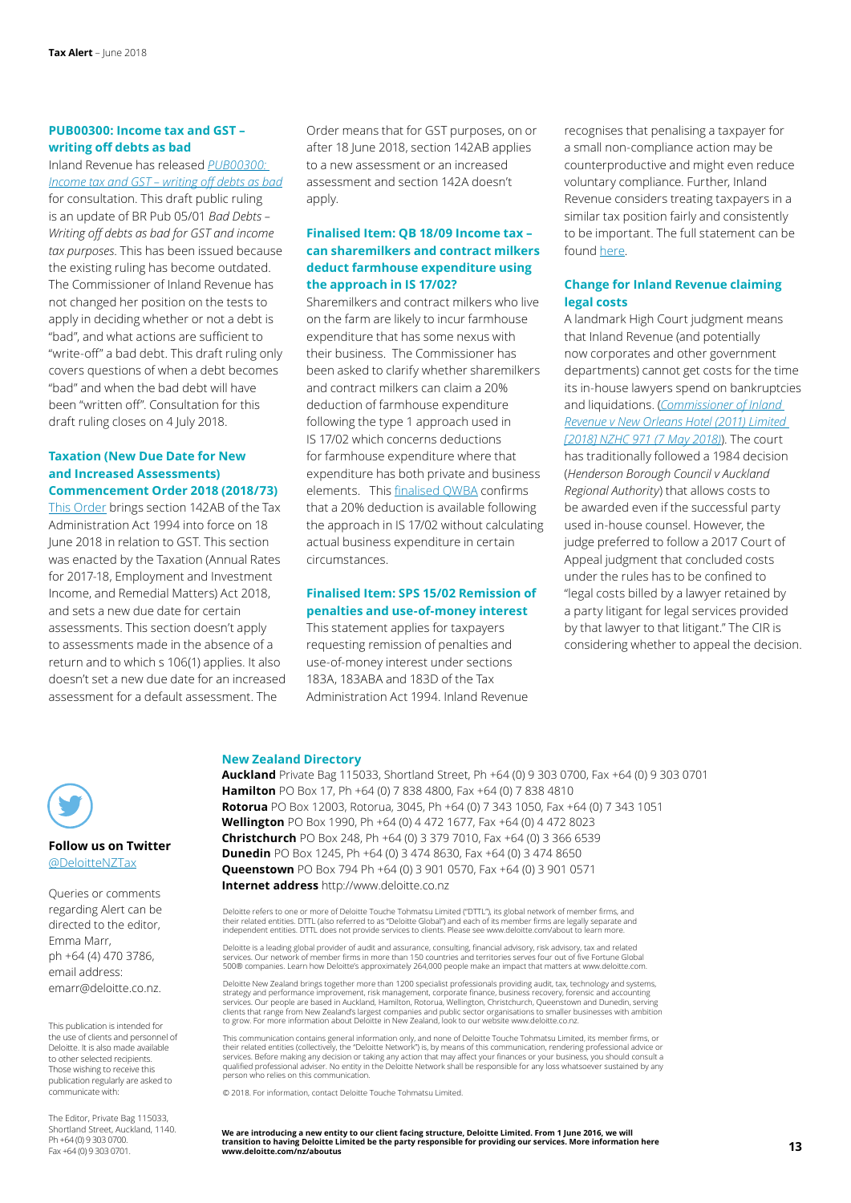### PUB00300: Income tax and GST – writing off debts as bad

Inland Revenue has released *PUB00300: Income tax and GST – writing off debts as bad* for consultation. This draft public ruling is an update of BR Pub 05/01 *Bad Debts – Writing off debts as bad for GST and income tax purposes*. This has been issued because the existing ruling has become outdated. The Commissioner of Inland Revenue has not changed her position on the tests to apply in deciding whether or not a debt is "bad", and what actions are sufficient to "write-off" a bad debt. This draft ruling only covers questions of when a debt becomes "bad" and when the bad debt will have been "written off". Consultation for this draft ruling closes on 4 July 2018.

### Taxation (New Due Date for New and Increased Assessments) Commencement Order 2018 (2018/73)

This Order brings section 142AB of the Tax Administration Act 1994 into force on 18 June 2018 in relation to GST. This section was enacted by the Taxation (Annual Rates for 2017-18, Employment and Investment Income, and Remedial Matters) Act 2018, and sets a new due date for certain assessments. This section doesn't apply to assessments made in the absence of a return and to which s 106(1) applies. It also doesn't set a new due date for an increased assessment for a default assessment. The Order means that for GST purposes, on or after 18 June 2018, section 142AB applies to a new assessment or an increased assessment and section 142A doesn't apply.

### Finalised Item: QB 18/09 Income tax – can sharemilkers and contract milkers deduct farmhouse expenditure using the approach in IS 17/02?

Sharemilkers and contract milkers who live on the farm are likely to incur farmhouse expenditure that has some nexus with their business. The Commissioner has been asked to clarify whether sharemilkers and contract milkers can claim a 20% deduction of farmhouse expenditure following the type 1 approach used in IS 17/02 which concerns deductions for farmhouse expenditure where that expenditure has both private and business elements. This finalised QWBA confirms that a 20% deduction is available following the approach in IS 17/02 without calculating actual business expenditure in certain circumstances.

### Finalised Item: SPS 15/02 Remission of penalties and use-of-money interest

This statement applies for taxpayers requesting remission of penalties and use-of-money interest under sections 183A, 183ABA and 183D of the Tax Administration Act 1994. Inland Revenue recognises that penalising a taxpayer for a small non-compliance action may be counterproductive and might even reduce voluntary compliance. Further, Inland Revenue considers treating taxpayers in a similar tax position fairly and consistently to be important. The full statement can be found here.

### Change for Inland Revenue claiming legal costs

A landmark High Court judgment means that Inland Revenue (and potentially now corporates and other government departments) cannot get costs for the time its in-house lawyers spend on bankruptcies and liquidations. (*Commissioner of Inland Revenue v New Orleans Hotel (2011) Limited [2018] NZHC 971 (7 May 2018)*). The court has traditionally followed a 1984 decision (*Henderson Borough Council v Auckland Regional Authority*) that allows costs to be awarded even if the successful party used in-house counsel. However, the judge preferred to follow a 2017 Court of Appeal judgment that concluded costs under the rules has to be confined to "legal costs billed by a lawyer retained by a party litigant for legal services provided by that lawyer to that litigant." The CIR is considering whether to appeal the decision.

**Follow us on Twitter**
@DeloitteNZTax

Queries or comments regarding Alert can be directed to the editor, Emma Marr, ph +64 (4) 470 3786, email address: emarr@deloitte.co.nz.

This publication is intended for the use of clients and personnel of Deloitte. It is also made available to other selected recipients. Those wishing to receive this publication regularly are asked to communicate with:

The Editor, Private Bag 115033, Shortland Street, Auckland, 1140.
Ph +64 (0) 9 303 0700.
Fax +64 (0) 9 303 0701.

### New Zealand Directory

**Auckland** Private Bag 115033, Shortland Street, Ph +64 (0) 9 303 0700, Fax +64 (0) 9 303 0701
**Hamilton** PO Box 17, Ph +64 (0) 7 838 4800, Fax +64 (0) 7 838 4810
**Rotorua** PO Box 12003, Rotorua, 3045, Ph +64 (0) 7 343 1050, Fax +64 (0) 7 343 1051
**Wellington** PO Box 1990, Ph +64 (0) 4 472 1677, Fax +64 (0) 4 472 8023
**Christchurch** PO Box 248, Ph +64 (0) 3 379 7010, Fax +64 (0) 3 366 6539
**Dunedin** PO Box 1245, Ph +64 (0) 3 474 8630, Fax +64 (0) 3 474 8650
**Queenstown** PO Box 794 Ph +64 (0) 3 901 0570, Fax +64 (0) 3 901 0571
**Internet address** http://www.deloitte.co.nz

Deloitte refers to one or more of Deloitte Touche Tohmatsu Limited ("DTTL"), its global network of member firms, and their related entities. DTTL (also referred to as "Deloitte Global") and each of its member firms are legally separate and independent entities. DTTL does not provide services to clients. Please see www.deloitte.com/about to learn more.

Deloitte is a leading global provider of audit and assurance, consulting, financial advisory, risk advisory, tax and related services. Our network of member firms in more than 150 countries and territories serves four out of five Fortune Global 500® companies. Learn how Deloitte's approximately 264,000 people make an impact that matters at www.deloitte.com.

Deloitte New Zealand brings together more than 1200 specialist professionals providing audit, tax, technology and systems, strategy and performance improvement, risk management, corporate finance, business recovery, forensic and accounting services. Our people are based in Auckland, Hamilton, Rotorua, Wellington, Christchurch, Queenstown and Dunedin, serving clients that range from New Zealand's largest companies and public sector organisations to smaller businesses with ambition to grow. For more information about Deloitte in New Zealand, look to our website www.deloitte.co.nz.

This communication contains general information only, and none of Deloitte Touche Tohmatsu Limited, its member firms, or their related entities (collectively, the "Deloitte Network") is, by means of this communication, rendering professional advice or services. Before making any decision or taking any action that may affect your finances or your business, you should consult a qualified professional adviser. No entity in the Deloitte Network shall be responsible for any loss whatsoever sustained by any person who relies on this communication.

© 2018. For information, contact Deloitte Touche Tohmatsu Limited.

**We are introducing a new entity to our client facing structure, Deloitte Limited. From 1 June 2016, we will transition to having Deloitte Limited be the party responsible for providing our services. More information here www.deloitte.com/nz/aboutus**